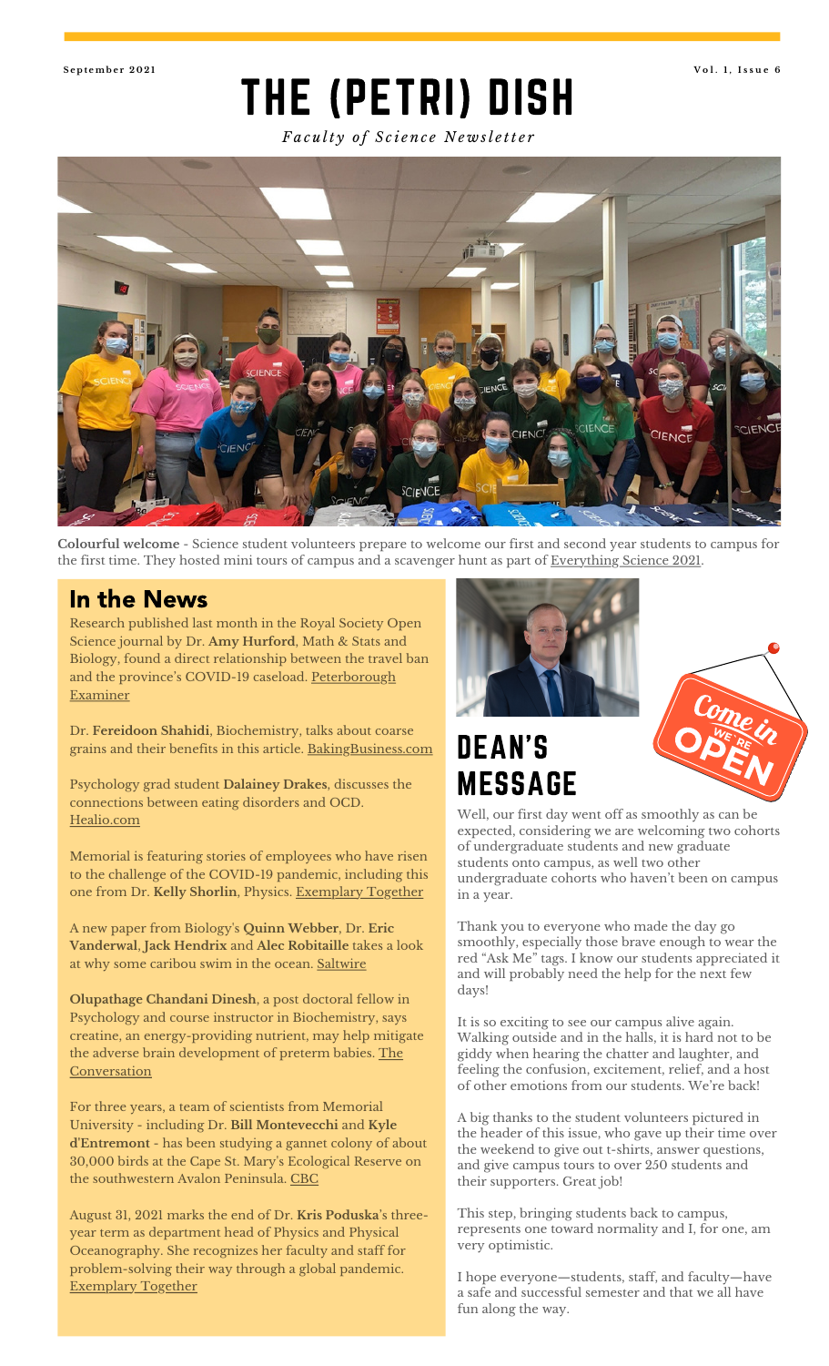September 2021

# THE (PETRI) DISH

*Faculty of Science Newsletter*

**Colourful welcome** - Science student volunteers prepare to welcome our first and second year students to campus for the first time. They hosted mini tours of campus and a scavenger hunt as part of Everything Science 2021.

## In the News

Research published last month in the Royal Society Open Science journal by Dr. **Amy Hurford**, Math & Stats and Biology, found a direct relationship between the travel ban and the province's COVID-19 caseload. Peterborough Examiner

Dr. **Fereidoon Shahidi**, Biochemistry, talks about coarse grains and their benefits in this article. BakingBusiness.com

Psychology grad student **Dalainey Drakes**, discusses the connections between eating disorders and OCD. Healio.com

Memorial is featuring stories of employees who have risen to the challenge of the COVID-19 pandemic, including this one from Dr. **Kelly Shorlin**, Physics. Exemplary Together

A new paper from Biology's **Quinn Webber**, Dr. **Eric Vanderwal**, **Jack Hendrix** and **Alec Robitaille** takes a look at why some caribou swim in the ocean. Saltwire

**Olupathage Chandani Dinesh**, a post doctoral fellow in Psychology and course instructor in Biochemistry, says creatine, an energy-providing nutrient, may help mitigate the adverse brain development of preterm babies. The Conversation

For three years, a team of scientists from Memorial University - including Dr. **Bill Montevecchi** and **Kyle d'Entremont** - has been studying a gannet colony of about 30,000 birds at the Cape St. Mary's Ecological Reserve on the southwestern Avalon Peninsula. CBC

August 31, 2021 marks the end of Dr. **Kris Poduska**'s three-year term as department head of Physics and Physical Oceanography. She recognizes her faculty and staff for problem-solving their way through a global pandemic. Exemplary Together

## DEAN'S MESSAGE

Well, our first day went off as smoothly as can be expected, considering we are welcoming two cohorts of undergraduate students and new graduate students onto campus, as well two other undergraduate cohorts who haven't been on campus in a year.

Thank you to everyone who made the day go smoothly, especially those brave enough to wear the red "Ask Me" tags. I know our students appreciated it and will probably need the help for the next few days!

It is so exciting to see our campus alive again. Walking outside and in the halls, it is hard not to be giddy when hearing the chatter and laughter, and feeling the confusion, excitement, relief, and a host of other emotions from our students. We're back!

A big thanks to the student volunteers pictured in the header of this issue, who gave up their time over the weekend to give out t-shirts, answer questions, and give campus tours to over 250 students and their supporters. Great job!

This step, bringing students back to campus, represents one toward normality and I, for one, am very optimistic.

I hope everyone—students, staff, and faculty—have a safe and successful semester and that we all have fun along the way.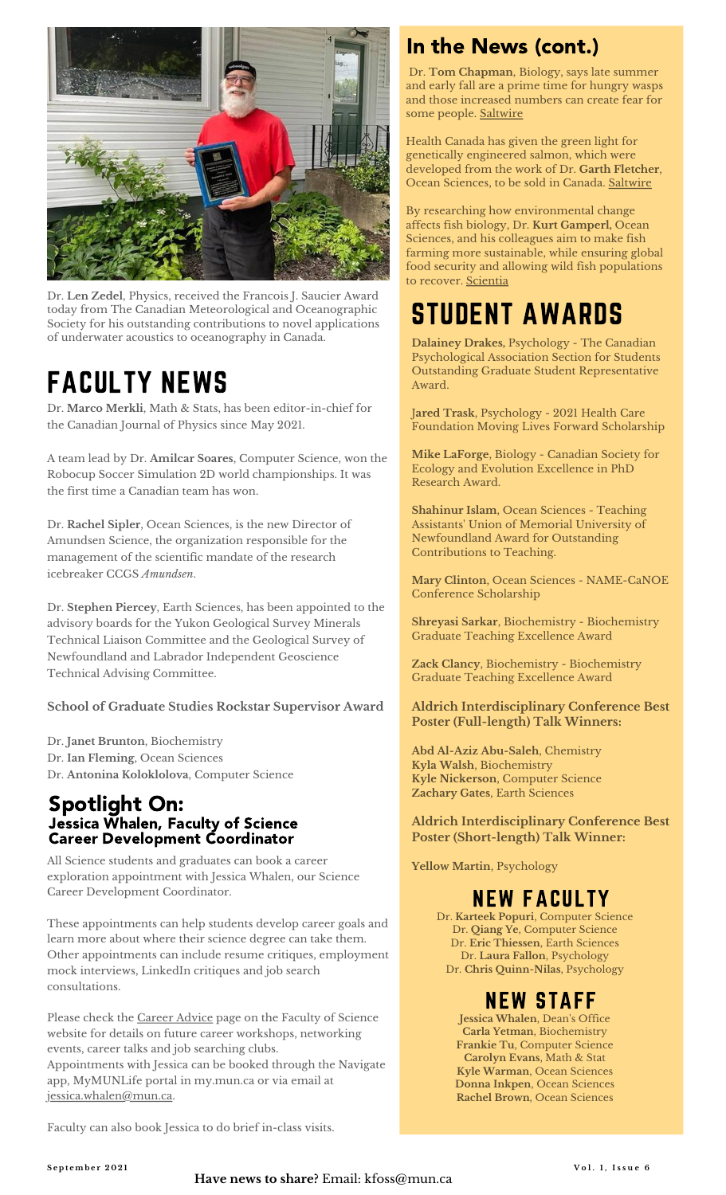Dr. **Len Zedel**, Physics, received the Francois J. Saucier Award today from The Canadian Meteorological and Oceanographic Society for his outstanding contributions to novel applications of underwater acoustics to oceanography in Canada.

# FACULTY NEWS

Dr. **Marco Merkli**, Math & Stats, has been editor-in-chief for the Canadian Journal of Physics since May 2021.

A team lead by Dr. **Amilcar Soares**, Computer Science, won the Robocup Soccer Simulation 2D world championships. It was the first time a Canadian team has won.

Dr. **Rachel Sipler**, Ocean Sciences, is the new Director of Amundsen Science, the organization responsible for the management of the scientific mandate of the research icebreaker CCGS *Amundsen*.

Dr. **Stephen Piercey**, Earth Sciences, has been appointed to the advisory boards for the Yukon Geological Survey Minerals Technical Liaison Committee and the Geological Survey of Newfoundland and Labrador Independent Geoscience Technical Advising Committee.

**School of Graduate Studies Rockstar Supervisor Award**

Dr. **Janet Brunton**, Biochemistry
Dr. **Ian Fleming**, Ocean Sciences
Dr. **Antonina Kolokolova**, Computer Science

## Spotlight On:
### Jessica Whalen, Faculty of Science Career Development Coordinator

All Science students and graduates can book a career exploration appointment with Jessica Whalen, our Science Career Development Coordinator.

These appointments can help students develop career goals and learn more about where their science degree can take them. Other appointments can include resume critiques, employment mock interviews, LinkedIn critiques and job search consultations.

Please check the Career Advice page on the Faculty of Science website for details on future career workshops, networking events, career talks and job searching clubs.
Appointments with Jessica can be booked through the Navigate app, MyMUNLife portal in my.mun.ca or via email at jessica.whalen@mun.ca.

Faculty can also book Jessica to do brief in-class visits.

## In the News (cont.)

Dr. **Tom Chapman**, Biology, says late summer and early fall are a prime time for hungry wasps and those increased numbers can create fear for some people. Saltwire

Health Canada has given the green light for genetically engineered salmon, which were developed from the work of Dr. **Garth Fletcher**, Ocean Sciences, to be sold in Canada. Saltwire

By researching how environmental change affects fish biology, Dr. **Kurt Gamperl,** Ocean Sciences, and his colleagues aim to make fish farming more sustainable, while ensuring global food security and allowing wild fish populations to recover. Scientia

# STUDENT AWARDS

**Dalainey Drakes**, Psychology - The Canadian Psychological Association Section for Students Outstanding Graduate Student Representative Award.

**Jared Trask**, Psychology - 2021 Health Care Foundation Moving Lives Forward Scholarship

**Mike LaForge**, Biology - Canadian Society for Ecology and Evolution Excellence in PhD Research Award.

**Shahinur Islam**, Ocean Sciences - Teaching Assistants' Union of Memorial University of Newfoundland Award for Outstanding Contributions to Teaching.

**Mary Clinton**, Ocean Sciences - NAME-CaNOE Conference Scholarship

**Shreyasi Sarkar**, Biochemistry - Biochemistry Graduate Teaching Excellence Award

**Zack Clancy**, Biochemistry - Biochemistry Graduate Teaching Excellence Award

**Aldrich Interdisciplinary Conference Best Poster (Full-length) Talk Winners:**

**Abd Al-Aziz Abu-Saleh**, Chemistry
**Kyla Walsh**, Biochemistry
**Kyle Nickerson**, Computer Science
**Zachary Gates**, Earth Sciences

**Aldrich Interdisciplinary Conference Best Poster (Short-length) Talk Winner:**

**Yellow Martin**, Psychology

# NEW FACULTY

Dr. **Karteek Popuri**, Computer Science
Dr. **Qiang Ye**, Computer Science
Dr. **Eric Thiessen**, Earth Sciences
Dr. **Laura Fallon**, Psychology
Dr. **Chris Quinn-Nilas**, Psychology

# NEW STAFF

**Jessica Whalen**, Dean's Office
**Carla Yetman**, Biochemistry
**Frankie Tu**, Computer Science
**Carolyn Evans**, Math & Stat
**Kyle Warman**, Ocean Sciences
**Donna Inkpen**, Ocean Sciences
**Rachel Brown**, Ocean Sciences

**Have news to share?** Email: kfoss@mun.ca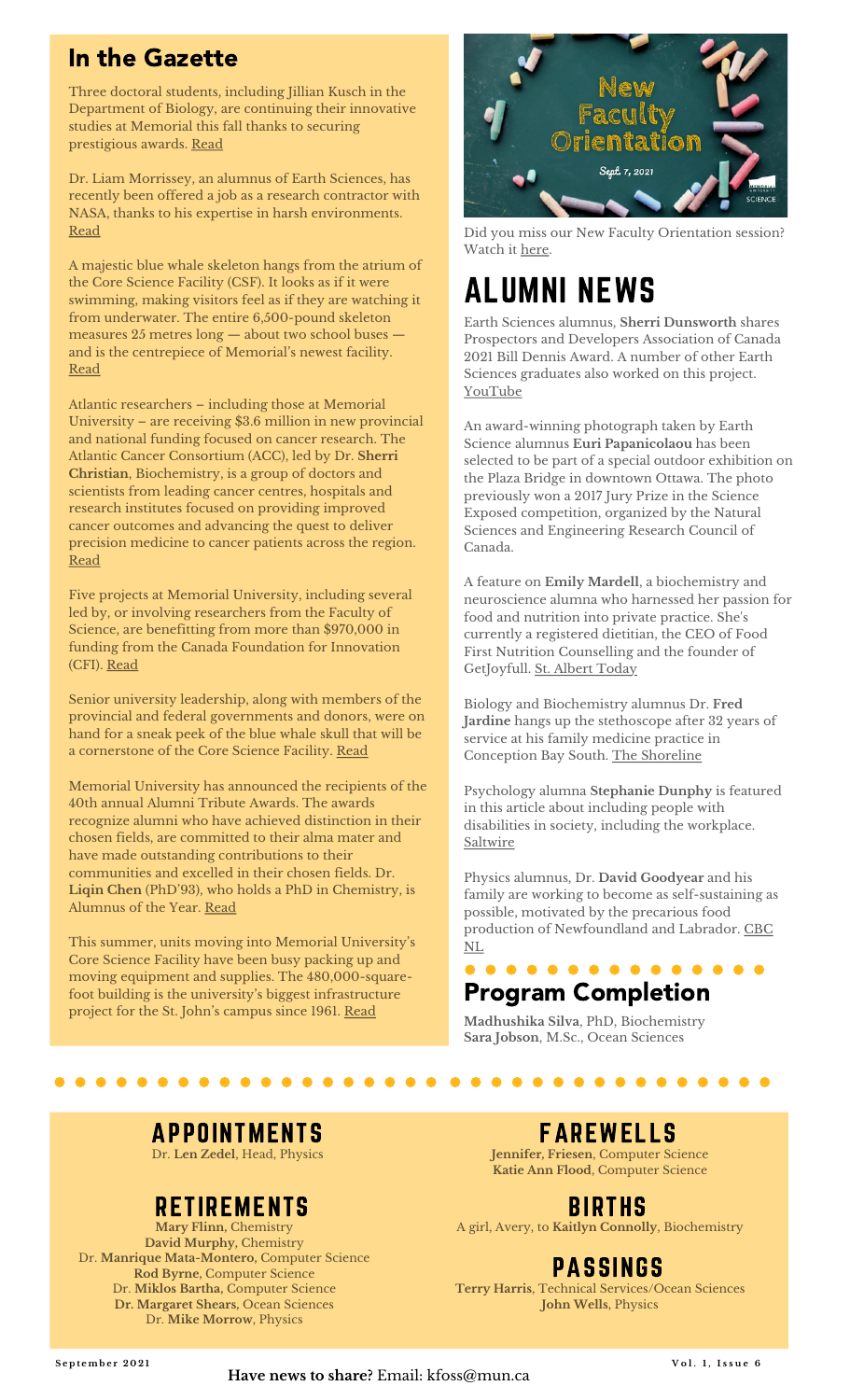## In the Gazette

Three doctoral students, including Jillian Kusch in the Department of Biology, are continuing their innovative studies at Memorial this fall thanks to securing prestigious awards. Read

Dr. Liam Morrissey, an alumnus of Earth Sciences, has recently been offered a job as a research contractor with NASA, thanks to his expertise in harsh environments. Read

A majestic blue whale skeleton hangs from the atrium of the Core Science Facility (CSF). It looks as if it were swimming, making visitors feel as if they are watching it from underwater. The entire 6,500-pound skeleton measures 25 metres long — about two school buses — and is the centrepiece of Memorial's newest facility. Read

Atlantic researchers – including those at Memorial University – are receiving $3.6 million in new provincial and national funding focused on cancer research. The Atlantic Cancer Consortium (ACC), led by Dr. **Sherri Christian**, Biochemistry, is a group of doctors and scientists from leading cancer centres, hospitals and research institutes focused on providing improved cancer outcomes and advancing the quest to deliver precision medicine to cancer patients across the region. Read

Five projects at Memorial University, including several led by, or involving researchers from the Faculty of Science, are benefitting from more than $970,000 in funding from the Canada Foundation for Innovation (CFI). Read

Senior university leadership, along with members of the provincial and federal governments and donors, were on hand for a sneak peek of the blue whale skull that will be a cornerstone of the Core Science Facility. Read

Memorial University has announced the recipients of the 40th annual Alumni Tribute Awards. The awards recognize alumni who have achieved distinction in their chosen fields, are committed to their alma mater and have made outstanding contributions to their communities and excelled in their chosen fields. Dr. **Liqin Chen** (PhD'93), who holds a PhD in Chemistry, is Alumnus of the Year. Read

This summer, units moving into Memorial University's Core Science Facility have been busy packing up and moving equipment and supplies. The 480,000-square-foot building is the university's biggest infrastructure project for the St. John's campus since 1961. Read

New Faculty Orientation

Sept. 7, 2021

Did you miss our New Faculty Orientation session? Watch it here.

# ALUMNI NEWS

Earth Sciences alumnus, **Sherri Dunsworth** shares Prospectors and Developers Association of Canada 2021 Bill Dennis Award. A number of other Earth Sciences graduates also worked on this project. YouTube

An award-winning photograph taken by Earth Science alumnus **Euri Papanicolaou** has been selected to be part of a special outdoor exhibition on the Plaza Bridge in downtown Ottawa. The photo previously won a 2017 Jury Prize in the Science Exposed competition, organized by the Natural Sciences and Engineering Research Council of Canada.

A feature on **Emily Mardell**, a biochemistry and neuroscience alumna who harnessed her passion for food and nutrition into private practice. She's currently a registered dietitian, the CEO of Food First Nutrition Counselling and the founder of GetJoyfull. St. Albert Today

Biology and Biochemistry alumnus Dr. **Fred Jardine** hangs up the stethoscope after 32 years of service at his family medicine practice in Conception Bay South. The Shoreline

Psychology alumna **Stephanie Dunphy** is featured in this article about including people with disabilities in society, including the workplace. Saltwire

Physics alumnus, Dr. **David Goodyear** and his family are working to become as self-sustaining as possible, motivated by the precarious food production of Newfoundland and Labrador. CBC NL

## Program Completion

**Madhushika Silva**, PhD, Biochemistry
**Sara Jobson**, M.Sc., Ocean Sciences

## APPOINTMENTS

Dr. **Len Zedel**, Head, Physics

## RETIREMENTS

**Mary Flinn,** Chemistry
**David Murphy,** Chemistry
Dr. **Manrique Mata-Montero,** Computer Science
**Rod Byrne,** Computer Science
Dr. **Miklos Bartha,** Computer Science
**Dr. Margaret Shears,** Ocean Sciences
Dr. **Mike Morrow**, Physics

## FAREWELLS

**Jennifer, Friesen**, Computer Science
**Katie Ann Flood**, Computer Science

## BIRTHS

A girl, Avery, to **Kaitlyn Connolly**, Biochemistry

## PASSINGS

**Terry Harris**, Technical Services/Ocean Sciences
**John Wells**, Physics

**Have news to share?** Email: kfoss@mun.ca